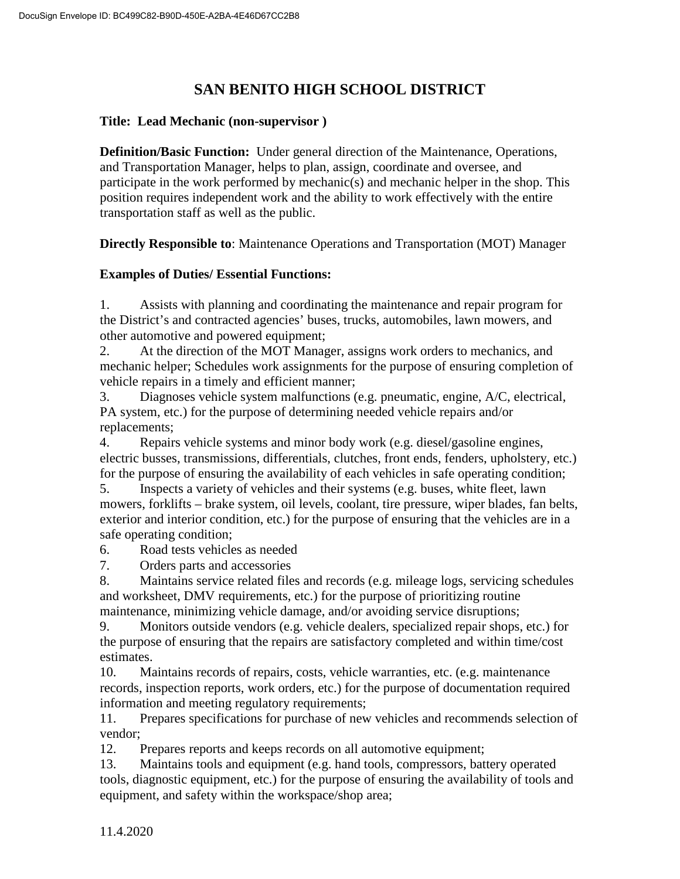# SAN BENITO HIGH SCHOOL DISTRICT

**Title: Lead Mechanic (non-supervisor )**

**Definition/Basic Function:** Under general direction of the Maintenance, Operations, and Transportation Manager, helps to plan, assign, coordinate and oversee, and participate in the work performed by mechanic(s) and mechanic helper in the shop. This position requires independent work and the ability to work effectively with the entire transportation staff as well as the public.

**Directly Responsible to**: Maintenance Operations and Transportation (MOT) Manager

**Examples of Duties/ Essential Functions:**

1. Assists with planning and coordinating the maintenance and repair program for the District's and contracted agencies' buses, trucks, automobiles, lawn mowers, and other automotive and powered equipment;
2. At the direction of the MOT Manager, assigns work orders to mechanics, and mechanic helper; Schedules work assignments for the purpose of ensuring completion of vehicle repairs in a timely and efficient manner;
3. Diagnoses vehicle system malfunctions (e.g. pneumatic, engine, A/C, electrical, PA system, etc.) for the purpose of determining needed vehicle repairs and/or replacements;
4. Repairs vehicle systems and minor body work (e.g. diesel/gasoline engines, electric busses, transmissions, differentials, clutches, front ends, fenders, upholstery, etc.) for the purpose of ensuring the availability of each vehicles in safe operating condition;
5. Inspects a variety of vehicles and their systems (e.g. buses, white fleet, lawn mowers, forklifts – brake system, oil levels, coolant, tire pressure, wiper blades, fan belts, exterior and interior condition, etc.) for the purpose of ensuring that the vehicles are in a safe operating condition;
6. Road tests vehicles as needed
7. Orders parts and accessories
8. Maintains service related files and records (e.g. mileage logs, servicing schedules and worksheet, DMV requirements, etc.) for the purpose of prioritizing routine maintenance, minimizing vehicle damage, and/or avoiding service disruptions;
9. Monitors outside vendors (e.g. vehicle dealers, specialized repair shops, etc.) for the purpose of ensuring that the repairs are satisfactory completed and within time/cost estimates.
10. Maintains records of repairs, costs, vehicle warranties, etc. (e.g. maintenance records, inspection reports, work orders, etc.) for the purpose of documentation required information and meeting regulatory requirements;
11. Prepares specifications for purchase of new vehicles and recommends selection of vendor;
12. Prepares reports and keeps records on all automotive equipment;
13. Maintains tools and equipment (e.g. hand tools, compressors, battery operated tools, diagnostic equipment, etc.) for the purpose of ensuring the availability of tools and equipment, and safety within the workspace/shop area;

11.4.2020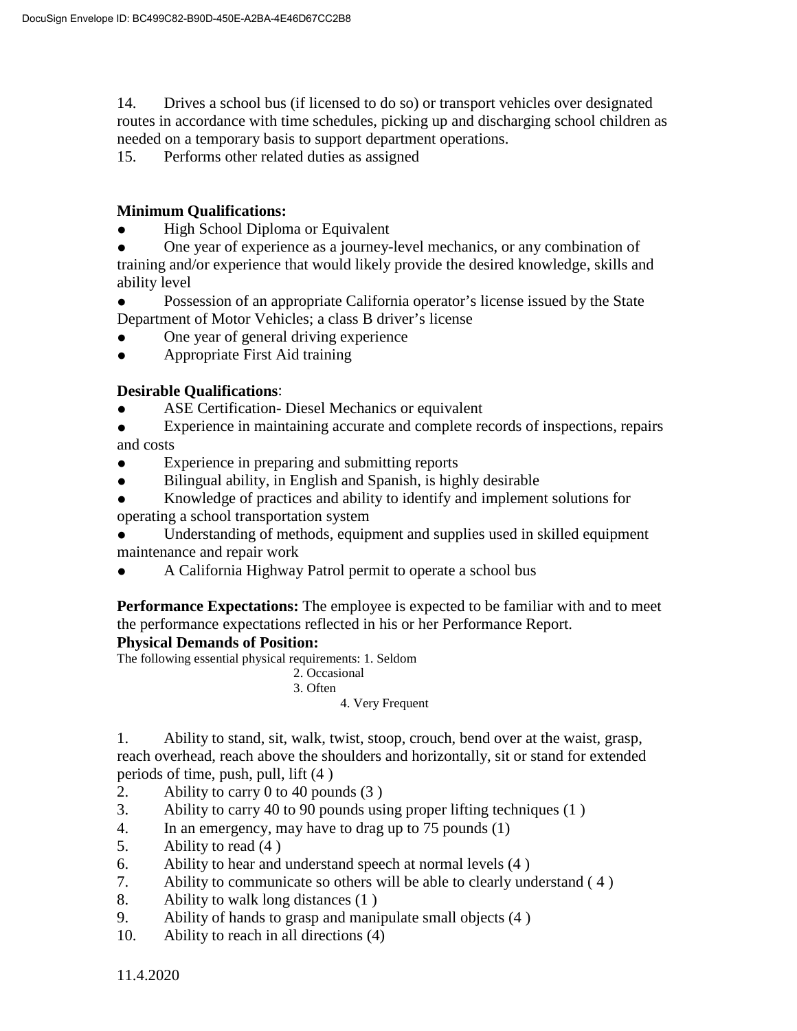14. Drives a school bus (if licensed to do so) or transport vehicles over designated routes in accordance with time schedules, picking up and discharging school children as needed on a temporary basis to support department operations.
15. Performs other related duties as assigned

**Minimum Qualifications:**

- High School Diploma or Equivalent
- One year of experience as a journey-level mechanics, or any combination of training and/or experience that would likely provide the desired knowledge, skills and ability level
- Possession of an appropriate California operator's license issued by the State Department of Motor Vehicles; a class B driver's license
- One year of general driving experience
- Appropriate First Aid training

**Desirable Qualifications**:

- ASE Certification- Diesel Mechanics or equivalent
- Experience in maintaining accurate and complete records of inspections, repairs and costs
- Experience in preparing and submitting reports
- Bilingual ability, in English and Spanish, is highly desirable
- Knowledge of practices and ability to identify and implement solutions for operating a school transportation system
- Understanding of methods, equipment and supplies used in skilled equipment maintenance and repair work
- A California Highway Patrol permit to operate a school bus

**Performance Expectations:** The employee is expected to be familiar with and to meet the performance expectations reflected in his or her Performance Report.

**Physical Demands of Position:**

The following essential physical requirements: 1. Seldom
2. Occasional
3. Often
4. Very Frequent

1. Ability to stand, sit, walk, twist, stoop, crouch, bend over at the waist, grasp, reach overhead, reach above the shoulders and horizontally, sit or stand for extended periods of time, push, pull, lift (4 )
2. Ability to carry 0 to 40 pounds (3 )
3. Ability to carry 40 to 90 pounds using proper lifting techniques (1 )
4. In an emergency, may have to drag up to 75 pounds (1)
5. Ability to read (4 )
6. Ability to hear and understand speech at normal levels (4 )
7. Ability to communicate so others will be able to clearly understand ( 4 )
8. Ability to walk long distances (1 )
9. Ability of hands to grasp and manipulate small objects (4 )
10. Ability to reach in all directions (4)

11.4.2020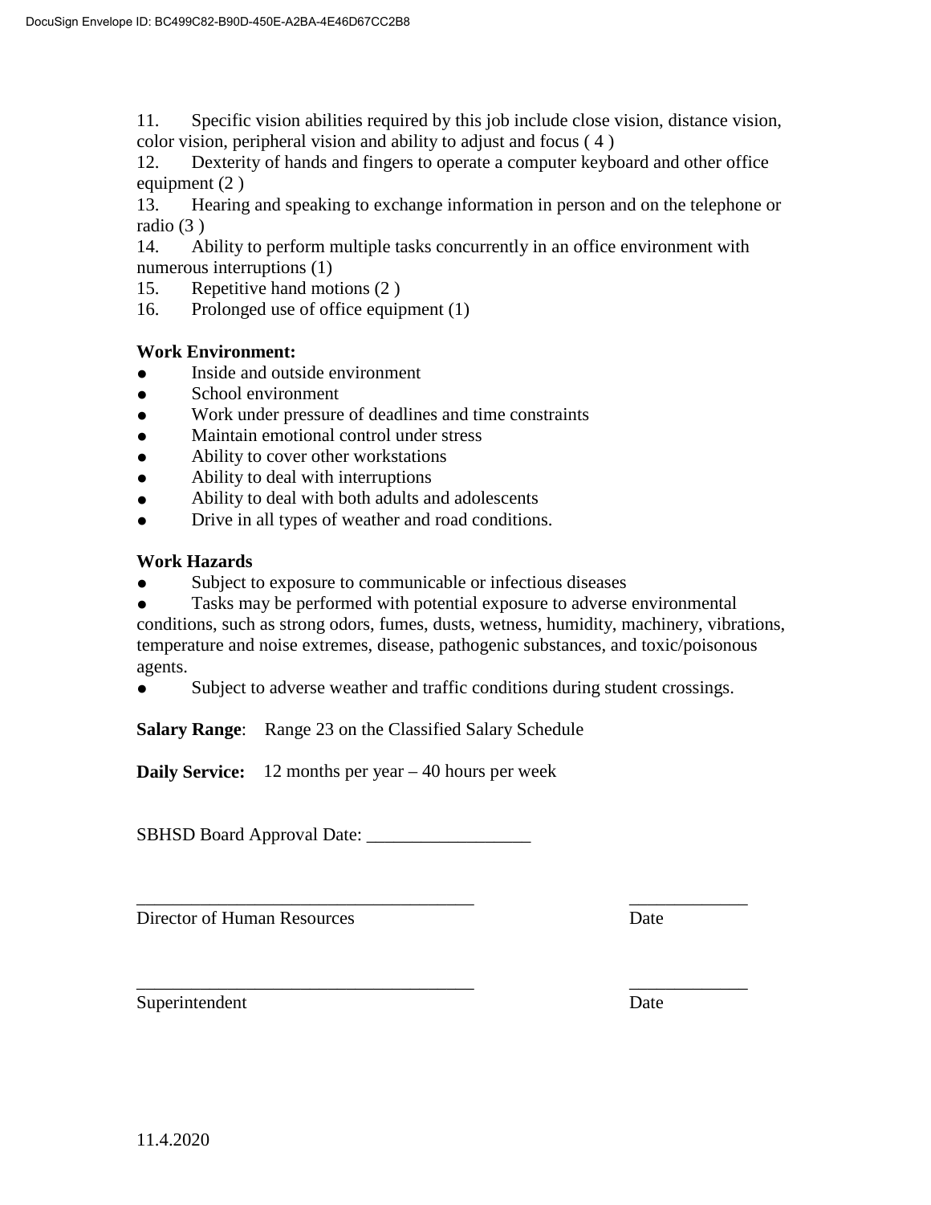11. Specific vision abilities required by this job include close vision, distance vision, color vision, peripheral vision and ability to adjust and focus ( 4 )
12. Dexterity of hands and fingers to operate a computer keyboard and other office equipment (2 )
13. Hearing and speaking to exchange information in person and on the telephone or radio (3 )
14. Ability to perform multiple tasks concurrently in an office environment with numerous interruptions (1)
15. Repetitive hand motions (2 )
16. Prolonged use of office equipment (1)

**Work Environment:**

- Inside and outside environment
- School environment
- Work under pressure of deadlines and time constraints
- Maintain emotional control under stress
- Ability to cover other workstations
- Ability to deal with interruptions
- Ability to deal with both adults and adolescents
- Drive in all types of weather and road conditions.

**Work Hazards**

- Subject to exposure to communicable or infectious diseases
- Tasks may be performed with potential exposure to adverse environmental conditions, such as strong odors, fumes, dusts, wetness, humidity, machinery, vibrations, temperature and noise extremes, disease, pathogenic substances, and toxic/poisonous agents.
- Subject to adverse weather and traffic conditions during student crossings.

**Salary Range**: Range 23 on the Classified Salary Schedule

**Daily Service:** 12 months per year – 40 hours per week

SBHSD Board Approval Date: __________________

_____________________________________ _____________
Director of Human Resources Date

_____________________________________ _____________
Superintendent Date

11.4.2020